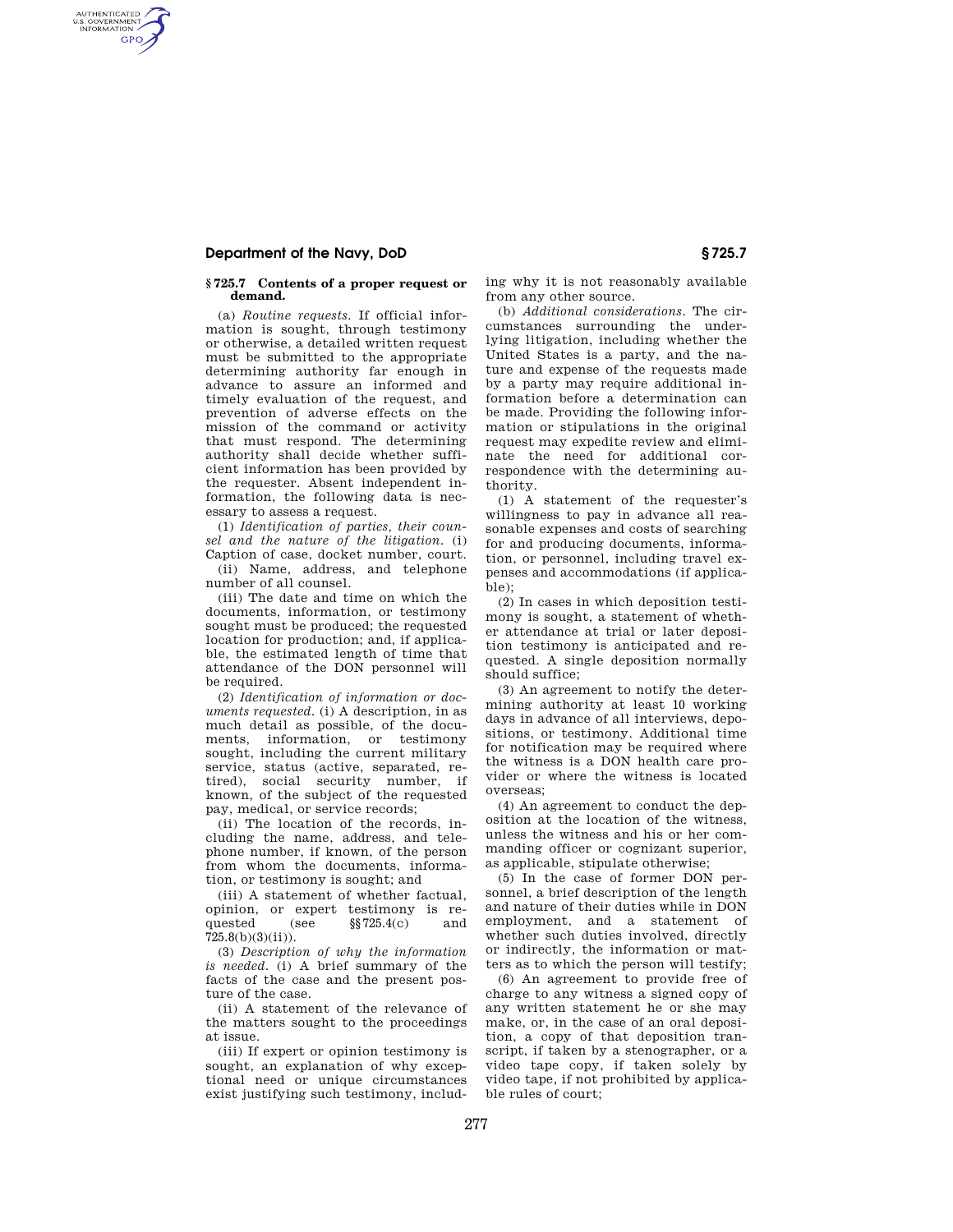### § 725.7 Contents of a proper request or demand.

(a) *Routine requests.* If official information is sought, through testimony or otherwise, a detailed written request must be submitted to the appropriate determining authority far enough in advance to assure an informed and timely evaluation of the request, and prevention of adverse effects on the mission of the command or activity that must respond. The determining authority shall decide whether sufficient information has been provided by the requester. Absent independent information, the following data is necessary to assess a request.

(1) *Identification of parties, their counsel and the nature of the litigation.* (i) Caption of case, docket number, court.

(ii) Name, address, and telephone number of all counsel.

(iii) The date and time on which the documents, information, or testimony sought must be produced; the requested location for production; and, if applicable, the estimated length of time that attendance of the DON personnel will be required.

(2) *Identification of information or documents requested.* (i) A description, in as much detail as possible, of the documents, information, or testimony sought, including the current military service, status (active, separated, retired), social security number, if known, of the subject of the requested pay, medical, or service records;

(ii) The location of the records, including the name, address, and telephone number, if known, of the person from whom the documents, information, or testimony is sought; and

(iii) A statement of whether factual, opinion, or expert testimony is requested (see §§ 725.4(c) and 725.8(b)(3)(ii)).

(3) *Description of why the information is needed.* (i) A brief summary of the facts of the case and the present posture of the case.

(ii) A statement of the relevance of the matters sought to the proceedings at issue.

(iii) If expert or opinion testimony is sought, an explanation of why exceptional need or unique circumstances exist justifying such testimony, including why it is not reasonably available from any other source.

(b) *Additional considerations.* The circumstances surrounding the underlying litigation, including whether the United States is a party, and the nature and expense of the requests made by a party may require additional information before a determination can be made. Providing the following information or stipulations in the original request may expedite review and eliminate the need for additional correspondence with the determining authority.

(1) A statement of the requester's willingness to pay in advance all reasonable expenses and costs of searching for and producing documents, information, or personnel, including travel expenses and accommodations (if applicable);

(2) In cases in which deposition testimony is sought, a statement of whether attendance at trial or later deposition testimony is anticipated and requested. A single deposition normally should suffice;

(3) An agreement to notify the determining authority at least 10 working days in advance of all interviews, depositions, or testimony. Additional time for notification may be required where the witness is a DON health care provider or where the witness is located overseas;

(4) An agreement to conduct the deposition at the location of the witness, unless the witness and his or her commanding officer or cognizant superior, as applicable, stipulate otherwise;

(5) In the case of former DON personnel, a brief description of the length and nature of their duties while in DON employment, and a statement of whether such duties involved, directly or indirectly, the information or matters as to which the person will testify;

(6) An agreement to provide free of charge to any witness a signed copy of any written statement he or she may make, or, in the case of an oral deposition, a copy of that deposition transcript, if taken by a stenographer, or a video tape copy, if taken solely by video tape, if not prohibited by applicable rules of court;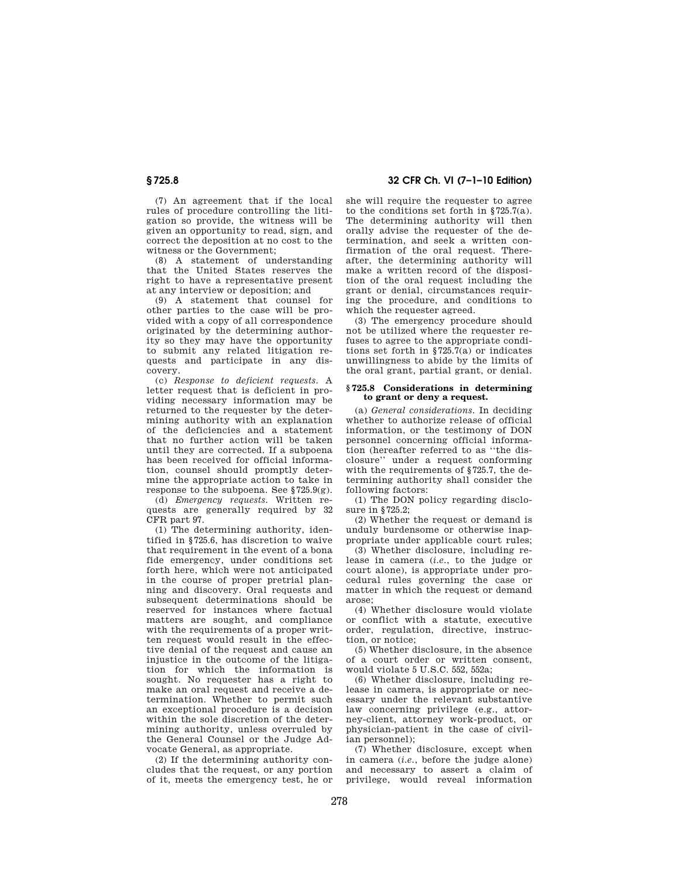(7) An agreement that if the local rules of procedure controlling the litigation so provide, the witness will be given an opportunity to read, sign, and correct the deposition at no cost to the witness or the Government;

(8) A statement of understanding that the United States reserves the right to have a representative present at any interview or deposition; and

(9) A statement that counsel for other parties to the case will be provided with a copy of all correspondence originated by the determining authority so they may have the opportunity to submit any related litigation requests and participate in any discovery.

(c) *Response to deficient requests.* A letter request that is deficient in providing necessary information may be returned to the requester by the determining authority with an explanation of the deficiencies and a statement that no further action will be taken until they are corrected. If a subpoena has been received for official information, counsel should promptly determine the appropriate action to take in response to the subpoena. See §725.9(g).

(d) *Emergency requests.* Written requests are generally required by 32 CFR part 97.

(1) The determining authority, identified in §725.6, has discretion to waive that requirement in the event of a bona fide emergency, under conditions set forth here, which were not anticipated in the course of proper pretrial planning and discovery. Oral requests and subsequent determinations should be reserved for instances where factual matters are sought, and compliance with the requirements of a proper written request would result in the effective denial of the request and cause an injustice in the outcome of the litigation for which the information is sought. No requester has a right to make an oral request and receive a determination. Whether to permit such an exceptional procedure is a decision within the sole discretion of the determining authority, unless overruled by the General Counsel or the Judge Advocate General, as appropriate.

(2) If the determining authority concludes that the request, or any portion of it, meets the emergency test, he or she will require the requester to agree to the conditions set forth in §725.7(a). The determining authority will then orally advise the requester of the determination, and seek a written confirmation of the oral request. Thereafter, the determining authority will make a written record of the disposition of the oral request including the grant or denial, circumstances requiring the procedure, and conditions to which the requester agreed.

(3) The emergency procedure should not be utilized where the requester refuses to agree to the appropriate conditions set forth in §725.7(a) or indicates unwillingness to abide by the limits of the oral grant, partial grant, or denial.

### § 725.8 Considerations in determining to grant or deny a request.

(a) *General considerations.* In deciding whether to authorize release of official information, or the testimony of DON personnel concerning official information (hereafter referred to as ''the disclosure'' under a request conforming with the requirements of §725.7, the determining authority shall consider the following factors:

(1) The DON policy regarding disclosure in §725.2;

(2) Whether the request or demand is unduly burdensome or otherwise inappropriate under applicable court rules;

(3) Whether disclosure, including release in camera (*i.e.*, to the judge or court alone), is appropriate under procedural rules governing the case or matter in which the request or demand arose;

(4) Whether disclosure would violate or conflict with a statute, executive order, regulation, directive, instruction, or notice;

(5) Whether disclosure, in the absence of a court order or written consent, would violate 5 U.S.C. 552, 552a;

(6) Whether disclosure, including release in camera, is appropriate or necessary under the relevant substantive law concerning privilege (e.g., attorney-client, attorney work-product, or physician-patient in the case of civilian personnel);

(7) Whether disclosure, except when in camera (*i.e.*, before the judge alone) and necessary to assert a claim of privilege, would reveal information